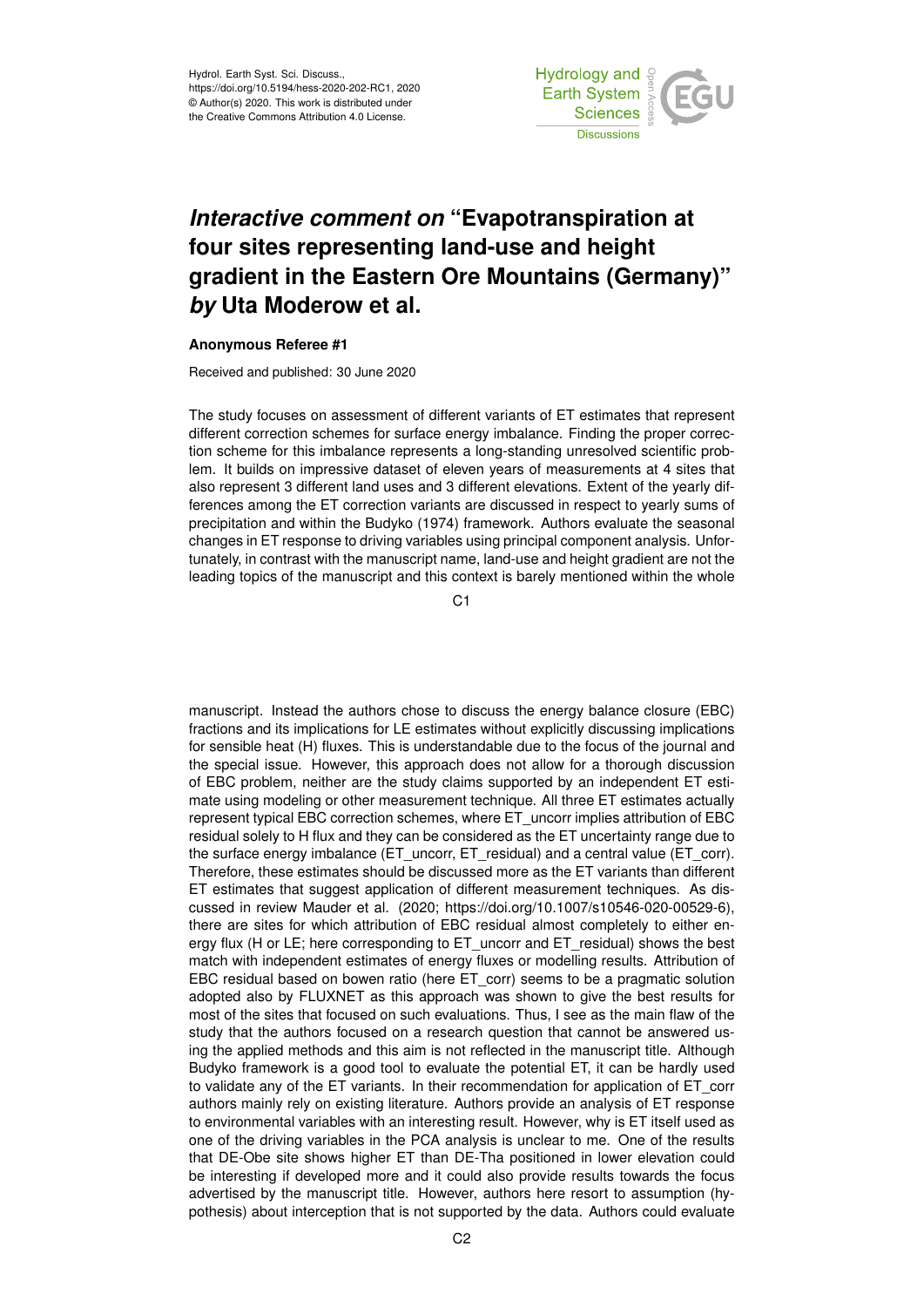# *Interactive comment on* "Evapotranspiration at four sites representing land-use and height gradient in the Eastern Ore Mountains (Germany)" *by* Uta Moderow et al.

**Anonymous Referee #1**

Received and published: 30 June 2020

The study focuses on assessment of different variants of ET estimates that represent different correction schemes for surface energy imbalance. Finding the proper correction scheme for this imbalance represents a long-standing unresolved scientific problem. It builds on impressive dataset of eleven years of measurements at 4 sites that also represent 3 different land uses and 3 different elevations. Extent of the yearly differences among the ET correction variants are discussed in respect to yearly sums of precipitation and within the Budyko (1974) framework. Authors evaluate the seasonal changes in ET response to driving variables using principal component analysis. Unfortunately, in contrast with the manuscript name, land-use and height gradient are not the leading topics of the manuscript and this context is barely mentioned within the whole manuscript. Instead the authors chose to discuss the energy balance closure (EBC) fractions and its implications for LE estimates without explicitly discussing implications for sensible heat (H) fluxes. This is understandable due to the focus of the journal and the special issue. However, this approach does not allow for a thorough discussion of EBC problem, neither are the study claims supported by an independent ET estimate using modeling or other measurement technique. All three ET estimates actually represent typical EBC correction schemes, where ET_uncorr implies attribution of EBC residual solely to H flux and they can be considered as the ET uncertainty range due to the surface energy imbalance (ET_uncorr, ET_residual) and a central value (ET_corr). Therefore, these estimates should be discussed more as the ET variants than different ET estimates that suggest application of different measurement techniques. As discussed in review Mauder et al. (2020; https://doi.org/10.1007/s10546-020-00529-6), there are sites for which attribution of EBC residual almost completely to either energy flux (H or LE; here corresponding to ET_uncorr and ET_residual) shows the best match with independent estimates of energy fluxes or modelling results. Attribution of EBC residual based on bowen ratio (here ET_corr) seems to be a pragmatic solution adopted also by FLUXNET as this approach was shown to give the best results for most of the sites that focused on such evaluations. Thus, I see as the main flaw of the study that the authors focused on a research question that cannot be answered using the applied methods and this aim is not reflected in the manuscript title. Although Budyko framework is a good tool to evaluate the potential ET, it can be hardly used to validate any of the ET variants. In their recommendation for application of ET_corr authors mainly rely on existing literature. Authors provide an analysis of ET response to environmental variables with an interesting result. However, why is ET itself used as one of the driving variables in the PCA analysis is unclear to me. One of the results that DE-Obe site shows higher ET than DE-Tha positioned in lower elevation could be interesting if developed more and it could also provide results towards the focus advertised by the manuscript title. However, authors here resort to assumption (hypothesis) about interception that is not supported by the data. Authors could evaluate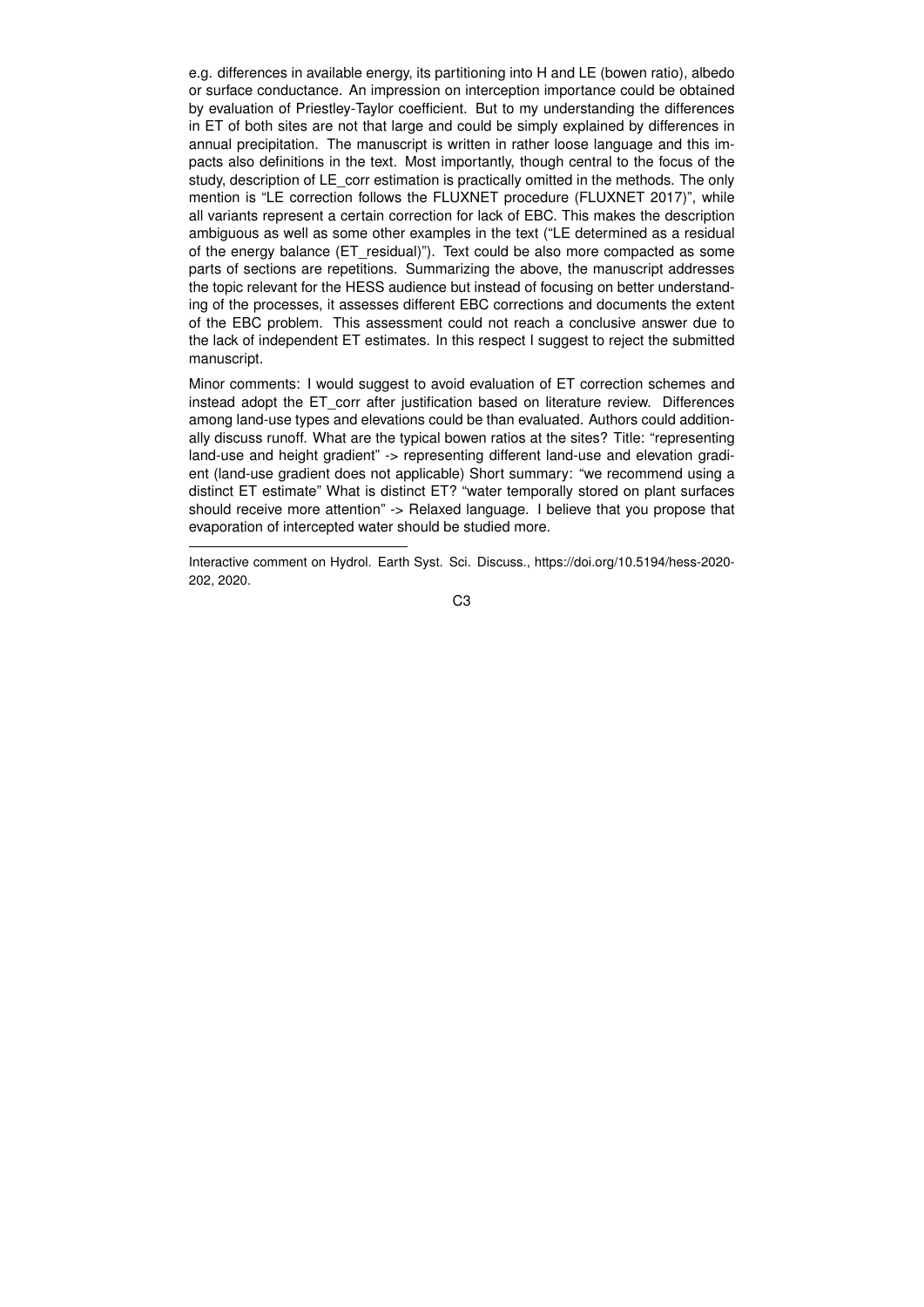e.g. differences in available energy, its partitioning into H and LE (bowen ratio), albedo or surface conductance. An impression on interception importance could be obtained by evaluation of Priestley-Taylor coefficient. But to my understanding the differences in ET of both sites are not that large and could be simply explained by differences in annual precipitation. The manuscript is written in rather loose language and this impacts also definitions in the text. Most importantly, though central to the focus of the study, description of LE_corr estimation is practically omitted in the methods. The only mention is "LE correction follows the FLUXNET procedure (FLUXNET 2017)", while all variants represent a certain correction for lack of EBC. This makes the description ambiguous as well as some other examples in the text ("LE determined as a residual of the energy balance (ET_residual)"). Text could be also more compacted as some parts of sections are repetitions. Summarizing the above, the manuscript addresses the topic relevant for the HESS audience but instead of focusing on better understanding of the processes, it assesses different EBC corrections and documents the extent of the EBC problem. This assessment could not reach a conclusive answer due to the lack of independent ET estimates. In this respect I suggest to reject the submitted manuscript.

Minor comments: I would suggest to avoid evaluation of ET correction schemes and instead adopt the ET_corr after justification based on literature review. Differences among land-use types and elevations could be than evaluated. Authors could additionally discuss runoff. What are the typical bowen ratios at the sites? Title: "representing land-use and height gradient" -> representing different land-use and elevation gradient (land-use gradient does not applicable) Short summary: "we recommend using a distinct ET estimate" What is distinct ET? "water temporally stored on plant surfaces should receive more attention" -> Relaxed language. I believe that you propose that evaporation of intercepted water should be studied more.

---

Interactive comment on Hydrol. Earth Syst. Sci. Discuss., https://doi.org/10.5194/hess-2020-202, 2020.